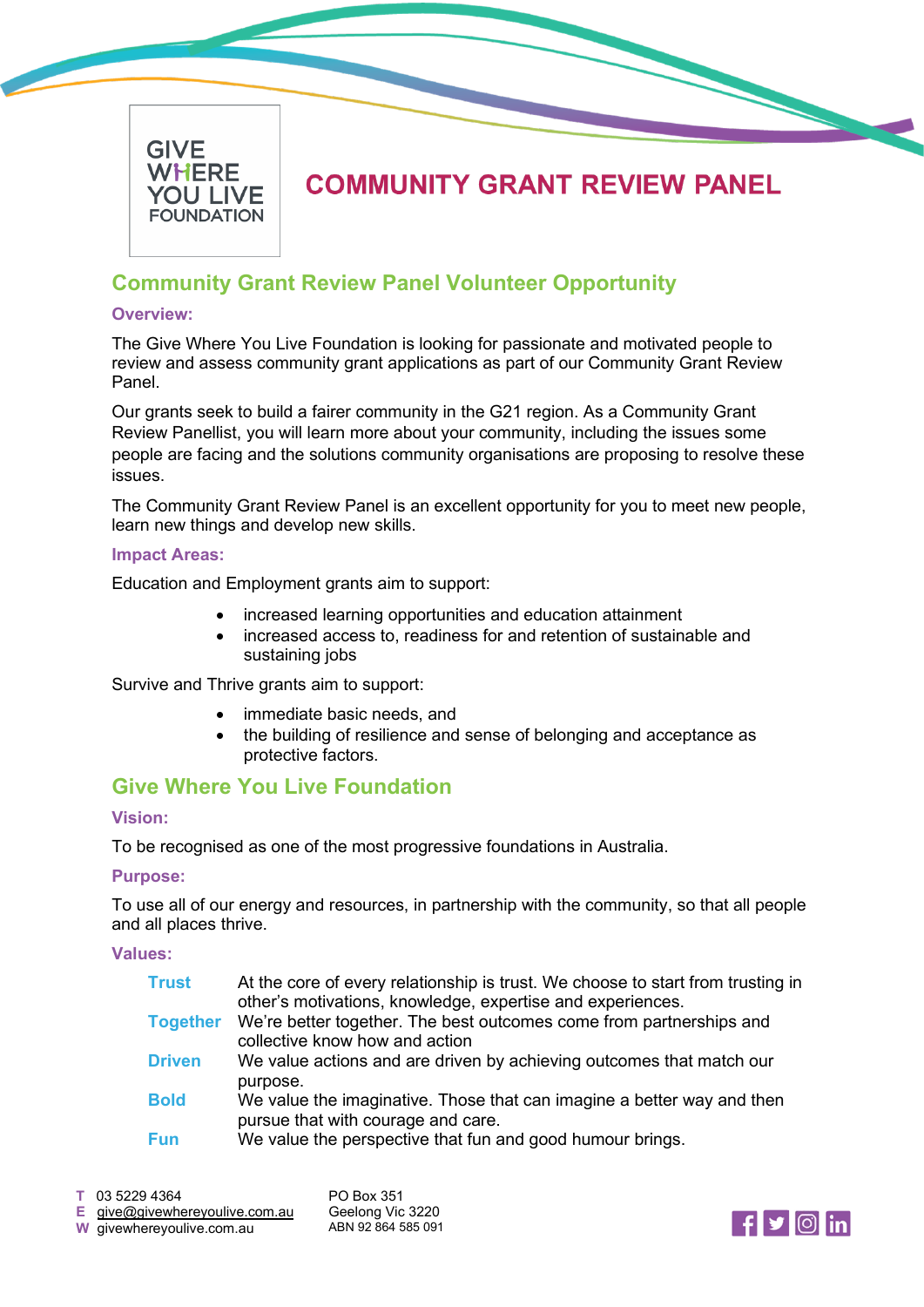GIVE WHERE YOU LIVE FOUNDATION

# COMMUNITY GRANT REVIEW PANEL

## Community Grant Review Panel Volunteer Opportunity

### Overview:

The Give Where You Live Foundation is looking for passionate and motivated people to review and assess community grant applications as part of our Community Grant Review Panel.

Our grants seek to build a fairer community in the G21 region. As a Community Grant Review Panellist, you will learn more about your community, including the issues some people are facing and the solutions community organisations are proposing to resolve these issues.

The Community Grant Review Panel is an excellent opportunity for you to meet new people, learn new things and develop new skills.

### Impact Areas:

Education and Employment grants aim to support:

- increased learning opportunities and education attainment
- increased access to, readiness for and retention of sustainable and sustaining jobs

Survive and Thrive grants aim to support:

- immediate basic needs, and
- the building of resilience and sense of belonging and acceptance as protective factors.

## Give Where You Live Foundation

### Vision:

To be recognised as one of the most progressive foundations in Australia.

### Purpose:

To use all of our energy and resources, in partnership with the community, so that all people and all places thrive.

### Values:

| | |
|---|---|
| **Trust** | At the core of every relationship is trust. We choose to start from trusting in other's motivations, knowledge, expertise and experiences. |
| **Together** | We're better together. The best outcomes come from partnerships and collective know how and action |
| **Driven** | We value actions and are driven by achieving outcomes that match our purpose. |
| **Bold** | We value the imaginative. Those that can imagine a better way and then pursue that with courage and care. |
| **Fun** | We value the perspective that fun and good humour brings. |

**T** 03 5229 4364
**E** give@givewhereyoulive.com.au
**W** givewhereyoulive.com.au

PO Box 351
Geelong Vic 3220
ABN 92 864 585 091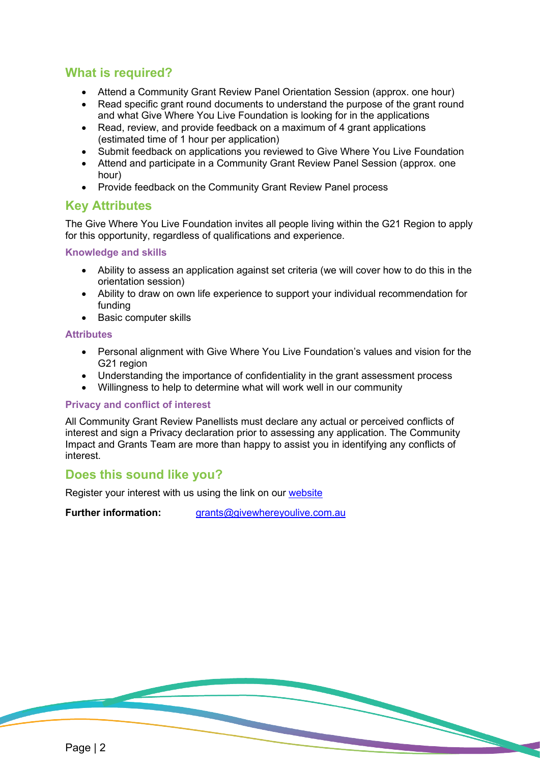## What is required?

- Attend a Community Grant Review Panel Orientation Session (approx. one hour)
- Read specific grant round documents to understand the purpose of the grant round and what Give Where You Live Foundation is looking for in the applications
- Read, review, and provide feedback on a maximum of 4 grant applications (estimated time of 1 hour per application)
- Submit feedback on applications you reviewed to Give Where You Live Foundation
- Attend and participate in a Community Grant Review Panel Session (approx. one hour)
- Provide feedback on the Community Grant Review Panel process

## Key Attributes

The Give Where You Live Foundation invites all people living within the G21 Region to apply for this opportunity, regardless of qualifications and experience.

### Knowledge and skills

- Ability to assess an application against set criteria (we will cover how to do this in the orientation session)
- Ability to draw on own life experience to support your individual recommendation for funding
- Basic computer skills

### Attributes

- Personal alignment with Give Where You Live Foundation's values and vision for the G21 region
- Understanding the importance of confidentiality in the grant assessment process
- Willingness to help to determine what will work well in our community

### Privacy and conflict of interest

All Community Grant Review Panellists must declare any actual or perceived conflicts of interest and sign a Privacy declaration prior to assessing any application. The Community Impact and Grants Team are more than happy to assist you in identifying any conflicts of interest.

## Does this sound like you?

Register your interest with us using the link on our website

**Further information:** grants@givewhereyoulive.com.au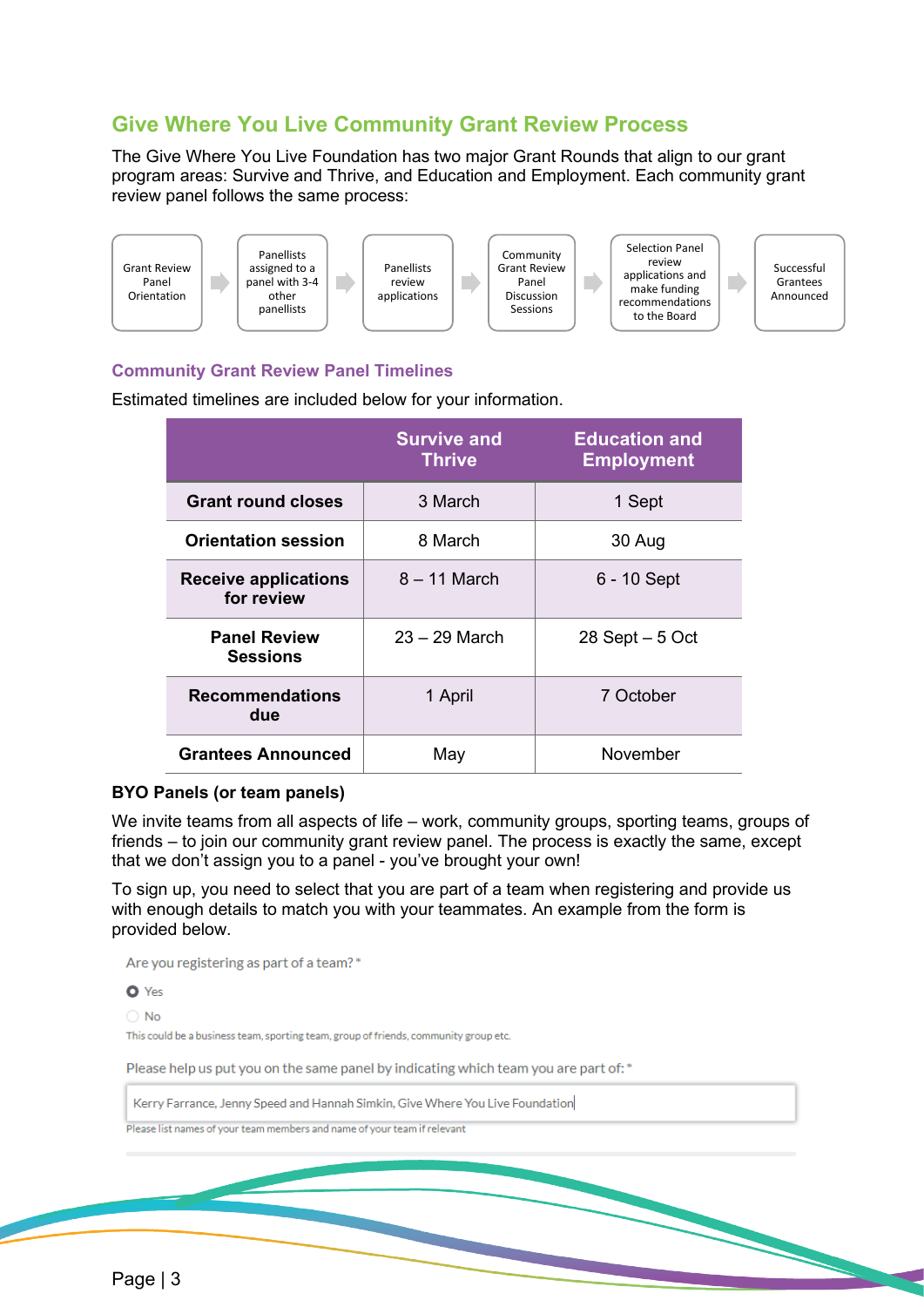## Give Where You Live Community Grant Review Process

The Give Where You Live Foundation has two major Grant Rounds that align to our grant program areas: Survive and Thrive, and Education and Employment. Each community grant review panel follows the same process:

Grant Review Panel Orientation → Panellists assigned to a panel with 3-4 other panellists → Panellists review applications → Community Grant Review Panel Discussion Sessions → Selection Panel review applications and make funding recommendations to the Board → Successful Grantees Announced

### Community Grant Review Panel Timelines

Estimated timelines are included below for your information.

| | Survive and Thrive | Education and Employment |
|---|---|---|
| **Grant round closes** | 3 March | 1 Sept |
| **Orientation session** | 8 March | 30 Aug |
| **Receive applications for review** | 8 – 11 March | 6 - 10 Sept |
| **Panel Review Sessions** | 23 – 29 March | 28 Sept – 5 Oct |
| **Recommendations due** | 1 April | 7 October |
| **Grantees Announced** | May | November |

**BYO Panels (or team panels)**

We invite teams from all aspects of life – work, community groups, sporting teams, groups of friends – to join our community grant review panel. The process is exactly the same, except that we don't assign you to a panel - you've brought your own!

To sign up, you need to select that you are part of a team when registering and provide us with enough details to match you with your teammates. An example from the form is provided below.

Are you registering as part of a team? *

- (●) Yes
- ( ) No

This could be a business team, sporting team, group of friends, community group etc.

Please help us put you on the same panel by indicating which team you are part of: *

Kerry Farrance, Jenny Speed and Hannah Simkin, Give Where You Live Foundation

Please list names of your team members and name of your team if relevant